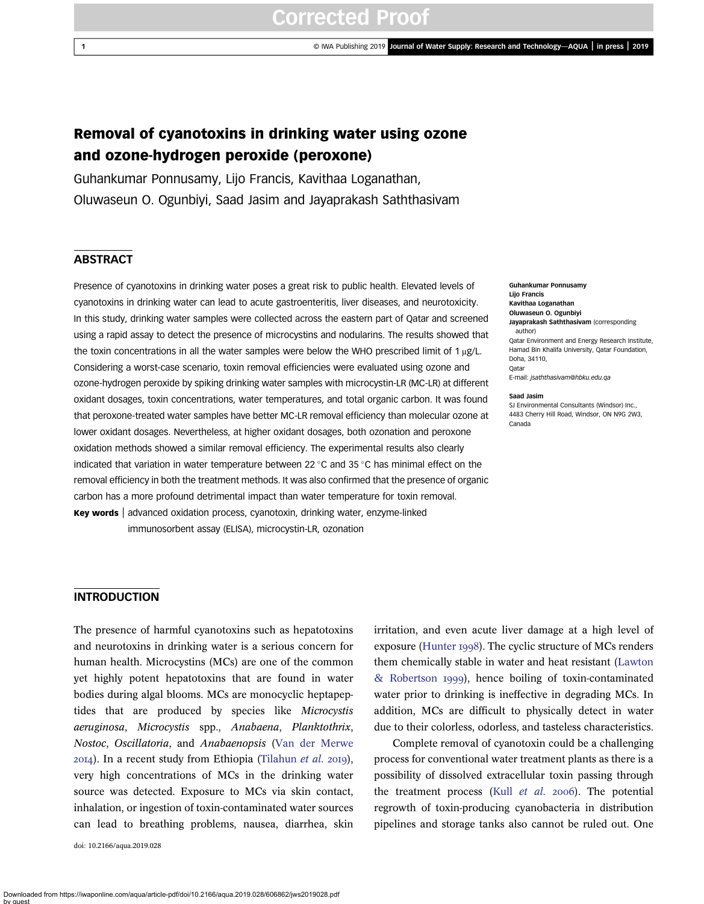# Removal of cyanotoxins in drinking water using ozone and ozone-hydrogen peroxide (peroxone)

Guhankumar Ponnusamy, Lijo Francis, Kavithaa Loganathan, Oluwaseun O. Ogunbiyi, Saad Jasim and Jayaprakash Saththasivam

## ABSTRACT

Presence of cyanotoxins in drinking water poses a great risk to public health. Elevated levels of cyanotoxins in drinking water can lead to acute gastroenteritis, liver diseases, and neurotoxicity. In this study, drinking water samples were collected across the eastern part of Qatar and screened using a rapid assay to detect the presence of microcystins and nodularins. The results showed that the toxin concentrations in all the water samples were below the WHO prescribed limit of 1 μg/L. Considering a worst-case scenario, toxin removal efficiencies were evaluated using ozone and ozone-hydrogen peroxide by spiking drinking water samples with microcystin-LR (MC-LR) at different oxidant dosages, toxin concentrations, water temperatures, and total organic carbon. It was found that peroxone-treated water samples have better MC-LR removal efficiency than molecular ozone at lower oxidant dosages. Nevertheless, at higher oxidant dosages, both ozonation and peroxone oxidation methods showed a similar removal efficiency. The experimental results also clearly indicated that variation in water temperature between 22 °C and 35 °C has minimal effect on the removal efficiency in both the treatment methods. It was also confirmed that the presence of organic carbon has a more profound detrimental impact than water temperature for toxin removal.

**Key words** | advanced oxidation process, cyanotoxin, drinking water, enzyme-linked immunosorbent assay (ELISA), microcystin-LR, ozonation

**Guhankumar Ponnusamy**
**Lijo Francis**
**Kavithaa Loganathan**
**Oluwaseun O. Ogunbiyi**
**Jayaprakash Saththasivam** (corresponding author)
Qatar Environment and Energy Research Institute, Hamad Bin Khalifa University, Qatar Foundation, Doha, 34110, Qatar
E-mail: *jsaththasivam@hbku.edu.qa*

**Saad Jasim**
SJ Environmental Consultants (Windsor) Inc., 4483 Cherry Hill Road, Windsor, ON N9G 2W3, Canada

## INTRODUCTION

The presence of harmful cyanotoxins such as hepatotoxins and neurotoxins in drinking water is a serious concern for human health. Microcystins (MCs) are one of the common yet highly potent hepatotoxins that are found in water bodies during algal blooms. MCs are monocyclic heptapeptides that are produced by species like *Microcystis aeruginosa*, *Microcystis* spp., *Anabaena*, *Planktothrix*, *Nostoc*, *Oscillatoria*, and *Anabaenopsis* (Van der Merwe 2014). In a recent study from Ethiopia (Tilahun *et al.* 2019), very high concentrations of MCs in the drinking water source was detected. Exposure to MCs via skin contact, inhalation, or ingestion of toxin-contaminated water sources can lead to breathing problems, nausea, diarrhea, skin irritation, and even acute liver damage at a high level of exposure (Hunter 1998). The cyclic structure of MCs renders them chemically stable in water and heat resistant (Lawton & Robertson 1999), hence boiling of toxin-contaminated water prior to drinking is ineffective in degrading MCs. In addition, MCs are difficult to physically detect in water due to their colorless, odorless, and tasteless characteristics.

Complete removal of cyanotoxin could be a challenging process for conventional water treatment plants as there is a possibility of dissolved extracellular toxin passing through the treatment process (Kull *et al.* 2006). The potential regrowth of toxin-producing cyanobacteria in distribution pipelines and storage tanks also cannot be ruled out. One

doi: 10.2166/aqua.2019.028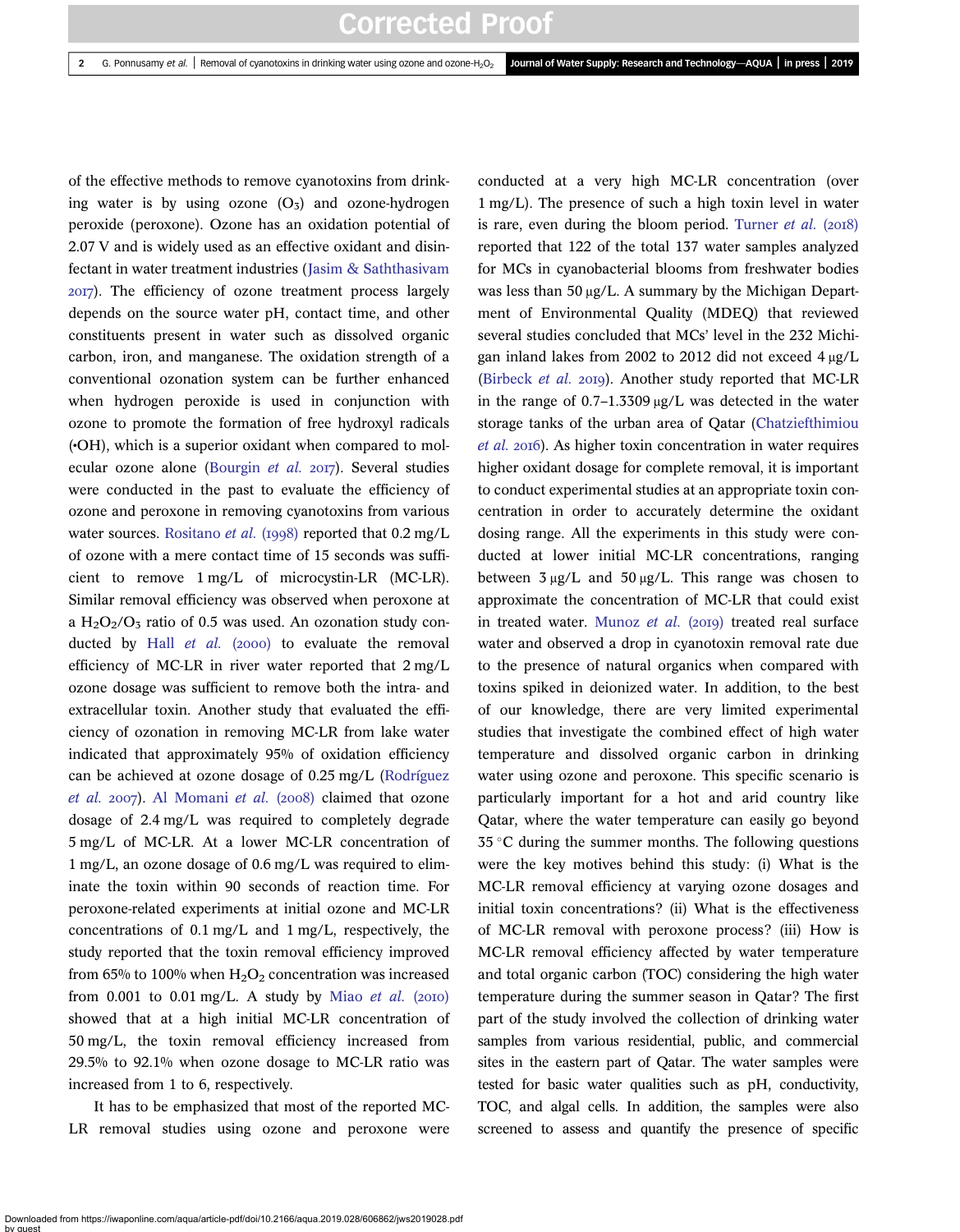of the effective methods to remove cyanotoxins from drinking water is by using ozone ($O_3$) and ozone-hydrogen peroxide (peroxone). Ozone has an oxidation potential of 2.07 V and is widely used as an effective oxidant and disinfectant in water treatment industries (Jasim & Saththasivam 2017). The efficiency of ozone treatment process largely depends on the source water pH, contact time, and other constituents present in water such as dissolved organic carbon, iron, and manganese. The oxidation strength of a conventional ozonation system can be further enhanced when hydrogen peroxide is used in conjunction with ozone to promote the formation of free hydroxyl radicals (•OH), which is a superior oxidant when compared to molecular ozone alone (Bourgin *et al.* 2017). Several studies were conducted in the past to evaluate the efficiency of ozone and peroxone in removing cyanotoxins from various water sources. Rositano *et al.* (1998) reported that 0.2 mg/L of ozone with a mere contact time of 15 seconds was sufficient to remove 1 mg/L of microcystin-LR (MC-LR). Similar removal efficiency was observed when peroxone at a $H_2O_2/O_3$ ratio of 0.5 was used. An ozonation study conducted by Hall *et al.* (2000) to evaluate the removal efficiency of MC-LR in river water reported that 2 mg/L ozone dosage was sufficient to remove both the intra- and extracellular toxin. Another study that evaluated the efficiency of ozonation in removing MC-LR from lake water indicated that approximately 95% of oxidation efficiency can be achieved at ozone dosage of 0.25 mg/L (Rodríguez *et al.* 2007). Al Momani *et al.* (2008) claimed that ozone dosage of 2.4 mg/L was required to completely degrade 5 mg/L of MC-LR. At a lower MC-LR concentration of 1 mg/L, an ozone dosage of 0.6 mg/L was required to eliminate the toxin within 90 seconds of reaction time. For peroxone-related experiments at initial ozone and MC-LR concentrations of 0.1 mg/L and 1 mg/L, respectively, the study reported that the toxin removal efficiency improved from 65% to 100% when $H_2O_2$ concentration was increased from 0.001 to 0.01 mg/L. A study by Miao *et al.* (2010) showed that at a high initial MC-LR concentration of 50 mg/L, the toxin removal efficiency increased from 29.5% to 92.1% when ozone dosage to MC-LR ratio was increased from 1 to 6, respectively.

It has to be emphasized that most of the reported MC-LR removal studies using ozone and peroxone were conducted at a very high MC-LR concentration (over 1 mg/L). The presence of such a high toxin level in water is rare, even during the bloom period. Turner *et al.* (2018) reported that 122 of the total 137 water samples analyzed for MCs in cyanobacterial blooms from freshwater bodies was less than 50 μg/L. A summary by the Michigan Department of Environmental Quality (MDEQ) that reviewed several studies concluded that MCs' level in the 232 Michigan inland lakes from 2002 to 2012 did not exceed 4 μg/L (Birbeck *et al.* 2019). Another study reported that MC-LR in the range of 0.7–1.3309 μg/L was detected in the water storage tanks of the urban area of Qatar (Chatziefthimiou *et al.* 2016). As higher toxin concentration in water requires higher oxidant dosage for complete removal, it is important to conduct experimental studies at an appropriate toxin concentration in order to accurately determine the oxidant dosing range. All the experiments in this study were conducted at lower initial MC-LR concentrations, ranging between 3 μg/L and 50 μg/L. This range was chosen to approximate the concentration of MC-LR that could exist in treated water. Munoz *et al.* (2019) treated real surface water and observed a drop in cyanotoxin removal rate due to the presence of natural organics when compared with toxins spiked in deionized water. In addition, to the best of our knowledge, there are very limited experimental studies that investigate the combined effect of high water temperature and dissolved organic carbon in drinking water using ozone and peroxone. This specific scenario is particularly important for a hot and arid country like Qatar, where the water temperature can easily go beyond 35 °C during the summer months. The following questions were the key motives behind this study: (i) What is the MC-LR removal efficiency at varying ozone dosages and initial toxin concentrations? (ii) What is the effectiveness of MC-LR removal with peroxone process? (iii) How is MC-LR removal efficiency affected by water temperature and total organic carbon (TOC) considering the high water temperature during the summer season in Qatar? The first part of the study involved the collection of drinking water samples from various residential, public, and commercial sites in the eastern part of Qatar. The water samples were tested for basic water qualities such as pH, conductivity, TOC, and algal cells. In addition, the samples were also screened to assess and quantify the presence of specific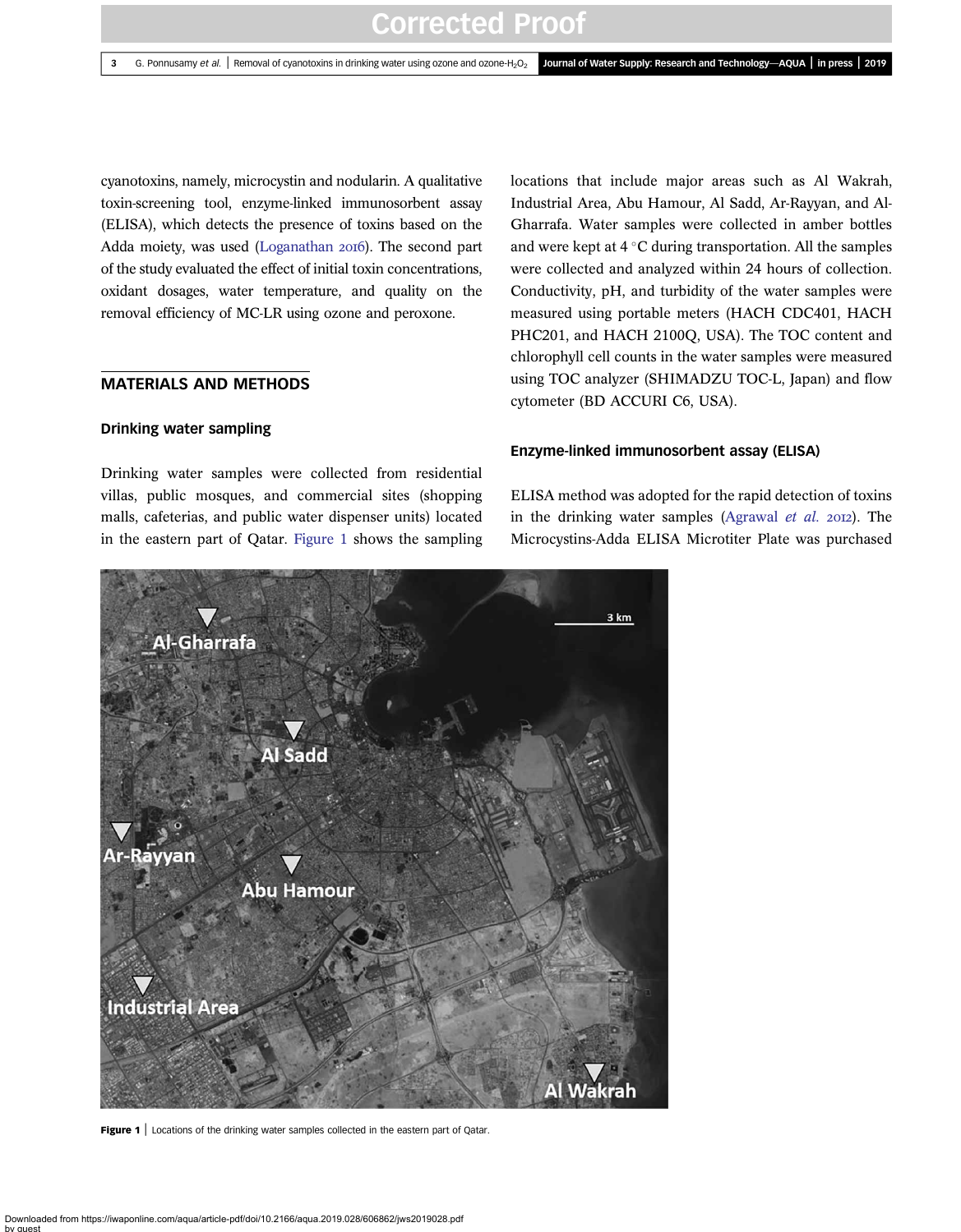cyanotoxins, namely, microcystin and nodularin. A qualitative toxin-screening tool, enzyme-linked immunosorbent assay (ELISA), which detects the presence of toxins based on the Adda moiety, was used (Loganathan 2016). The second part of the study evaluated the effect of initial toxin concentrations, oxidant dosages, water temperature, and quality on the removal efficiency of MC-LR using ozone and peroxone.

## MATERIALS AND METHODS

### Drinking water sampling

Drinking water samples were collected from residential villas, public mosques, and commercial sites (shopping malls, cafeterias, and public water dispenser units) located in the eastern part of Qatar. Figure 1 shows the sampling locations that include major areas such as Al Wakrah, Industrial Area, Abu Hamour, Al Sadd, Ar-Rayyan, and Al-Gharrafa. Water samples were collected in amber bottles and were kept at 4 °C during transportation. All the samples were collected and analyzed within 24 hours of collection. Conductivity, pH, and turbidity of the water samples were measured using portable meters (HACH CDC401, HACH PHC201, and HACH 2100Q, USA). The TOC content and chlorophyll cell counts in the water samples were measured using TOC analyzer (SHIMADZU TOC-L, Japan) and flow cytometer (BD ACCURI C6, USA).

### Enzyme-linked immunosorbent assay (ELISA)

ELISA method was adopted for the rapid detection of toxins in the drinking water samples (Agrawal *et al.* 2012). The Microcystins-Adda ELISA Microtiter Plate was purchased

**Figure 1** | Locations of the drinking water samples collected in the eastern part of Qatar.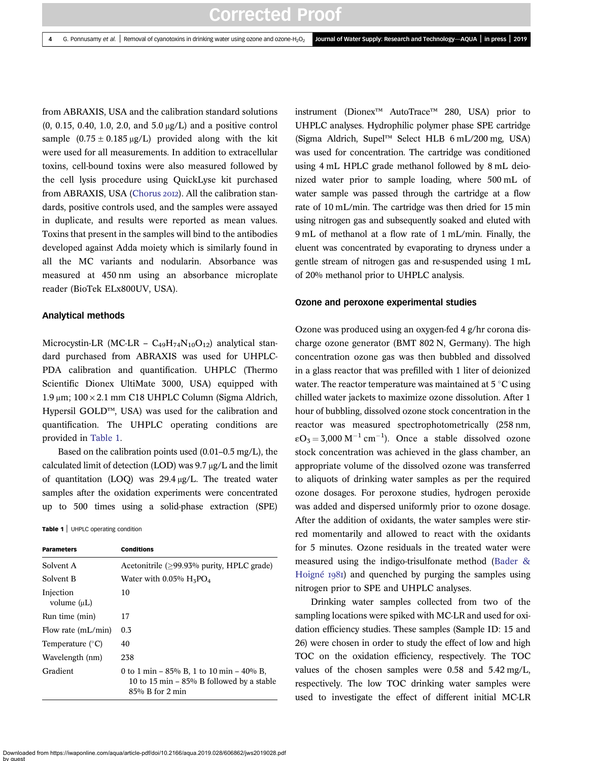from ABRAXIS, USA and the calibration standard solutions (0, 0.15, 0.40, 1.0, 2.0, and 5.0 μg/L) and a positive control sample (0.75 ± 0.185 μg/L) provided along with the kit were used for all measurements. In addition to extracellular toxins, cell-bound toxins were also measured followed by the cell lysis procedure using QuickLyse kit purchased from ABRAXIS, USA (Chorus 2012). All the calibration standards, positive controls used, and the samples were assayed in duplicate, and results were reported as mean values. Toxins that present in the samples will bind to the antibodies developed against Adda moiety which is similarly found in all the MC variants and nodularin. Absorbance was measured at 450 nm using an absorbance microplate reader (BioTek ELx800UV, USA).

## Analytical methods

Microcystin-LR (MC-LR – $C_{49}H_{74}N_{10}O_{12}$) analytical standard purchased from ABRAXIS was used for UHPLC-PDA calibration and quantification. UHPLC (Thermo Scientific Dionex UltiMate 3000, USA) equipped with 1.9 μm; 100 × 2.1 mm C18 UHPLC Column (Sigma Aldrich, Hypersil GOLD™, USA) was used for the calibration and quantification. The UHPLC operating conditions are provided in Table 1.

Based on the calibration points used (0.01–0.5 mg/L), the calculated limit of detection (LOD) was 9.7 μg/L and the limit of quantitation (LOQ) was 29.4 μg/L. The treated water samples after the oxidation experiments were concentrated up to 500 times using a solid-phase extraction (SPE) instrument (Dionex™ AutoTrace™ 280, USA) prior to UHPLC analyses. Hydrophilic polymer phase SPE cartridge (Sigma Aldrich, Supel™ Select HLB 6 mL/200 mg, USA) was used for concentration. The cartridge was conditioned using 4 mL HPLC grade methanol followed by 8 mL deionized water prior to sample loading, where 500 mL of water sample was passed through the cartridge at a flow rate of 10 mL/min. The cartridge was then dried for 15 min using nitrogen gas and subsequently soaked and eluted with 9 mL of methanol at a flow rate of 1 mL/min. Finally, the eluent was concentrated by evaporating to dryness under a gentle stream of nitrogen gas and re-suspended using 1 mL of 20% methanol prior to UHPLC analysis.

**Table 1** | UHPLC operating condition

| Parameters | Conditions |
|---|---|
| Solvent A | Acetonitrile (≥99.93% purity, HPLC grade) |
| Solvent B | Water with 0.05% $H_3PO_4$ |
| Injection volume (μL) | 10 |
| Run time (min) | 17 |
| Flow rate (mL/min) | 0.3 |
| Temperature (°C) | 40 |
| Wavelength (nm) | 238 |
| Gradient | 0 to 1 min – 85% B, 1 to 10 min – 40% B, 10 to 15 min – 85% B followed by a stable 85% B for 2 min |

## Ozone and peroxone experimental studies

Ozone was produced using an oxygen-fed 4 g/hr corona discharge ozone generator (BMT 802 N, Germany). The high concentration ozone gas was then bubbled and dissolved in a glass reactor that was prefilled with 1 liter of deionized water. The reactor temperature was maintained at 5 °C using chilled water jackets to maximize ozone dissolution. After 1 hour of bubbling, dissolved ozone stock concentration in the reactor was measured spectrophotometrically (258 nm, $\varepsilon O_3 = 3{,}000\ M^{-1}\ cm^{-1}$). Once a stable dissolved ozone stock concentration was achieved in the glass chamber, an appropriate volume of the dissolved ozone was transferred to aliquots of drinking water samples as per the required ozone dosages. For peroxone studies, hydrogen peroxide was added and dispersed uniformly prior to ozone dosage. After the addition of oxidants, the water samples were stirred momentarily and allowed to react with the oxidants for 5 minutes. Ozone residuals in the treated water were measured using the indigo-trisulfonate method (Bader & Hoigné 1981) and quenched by purging the samples using nitrogen prior to SPE and UHPLC analyses.

Drinking water samples collected from two of the sampling locations were spiked with MC-LR and used for oxidation efficiency studies. These samples (Sample ID: 15 and 26) were chosen in order to study the effect of low and high TOC on the oxidation efficiency, respectively. The TOC values of the chosen samples were 0.58 and 5.42 mg/L, respectively. The low TOC drinking water samples were used to investigate the effect of different initial MC-LR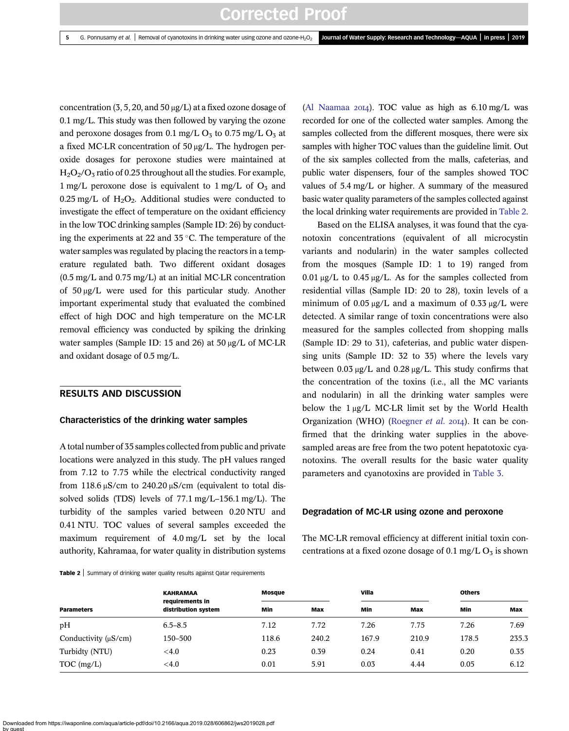concentration (3, 5, 20, and 50 μg/L) at a fixed ozone dosage of 0.1 mg/L. This study was then followed by varying the ozone and peroxone dosages from 0.1 mg/L $O_3$ to 0.75 mg/L $O_3$ at a fixed MC-LR concentration of 50 μg/L. The hydrogen peroxide dosages for peroxone studies were maintained at $H_2O_2/O_3$ ratio of 0.25 throughout all the studies. For example, 1 mg/L peroxone dose is equivalent to 1 mg/L of $O_3$ and 0.25 mg/L of $H_2O_2$. Additional studies were conducted to investigate the effect of temperature on the oxidant efficiency in the low TOC drinking samples (Sample ID: 26) by conducting the experiments at 22 and 35 °C. The temperature of the water samples was regulated by placing the reactors in a temperature regulated bath. Two different oxidant dosages (0.5 mg/L and 0.75 mg/L) at an initial MC-LR concentration of 50 μg/L were used for this particular study. Another important experimental study that evaluated the combined effect of high DOC and high temperature on the MC-LR removal efficiency was conducted by spiking the drinking water samples (Sample ID: 15 and 26) at 50 μg/L of MC-LR and oxidant dosage of 0.5 mg/L.

## RESULTS AND DISCUSSION

### Characteristics of the drinking water samples

A total number of 35 samples collected from public and private locations were analyzed in this study. The pH values ranged from 7.12 to 7.75 while the electrical conductivity ranged from 118.6 μS/cm to 240.20 μS/cm (equivalent to total dissolved solids (TDS) levels of 77.1 mg/L–156.1 mg/L). The turbidity of the samples varied between 0.20 NTU and 0.41 NTU. TOC values of several samples exceeded the maximum requirement of 4.0 mg/L set by the local authority, Kahramaa, for water quality in distribution systems (Al Naamaa 2014). TOC value as high as 6.10 mg/L was recorded for one of the collected water samples. Among the samples collected from the different mosques, there were six samples with higher TOC values than the guideline limit. Out of the six samples collected from the malls, cafeterias, and public water dispensers, four of the samples showed TOC values of 5.4 mg/L or higher. A summary of the measured basic water quality parameters of the samples collected against the local drinking water requirements are provided in Table 2.

Based on the ELISA analyses, it was found that the cyanotoxin concentrations (equivalent of all microcystin variants and nodularin) in the water samples collected from the mosques (Sample ID: 1 to 19) ranged from 0.01 μg/L to 0.45 μg/L. As for the samples collected from residential villas (Sample ID: 20 to 28), toxin levels of a minimum of 0.05 μg/L and a maximum of 0.33 μg/L were detected. A similar range of toxin concentrations were also measured for the samples collected from shopping malls (Sample ID: 29 to 31), cafeterias, and public water dispensing units (Sample ID: 32 to 35) where the levels vary between 0.03 μg/L and 0.28 μg/L. This study confirms that the concentration of the toxins (i.e., all the MC variants and nodularin) in all the drinking water samples were below the 1 μg/L MC-LR limit set by the World Health Organization (WHO) (Roegner *et al.* 2014). It can be confirmed that the drinking water supplies in the above-sampled areas are free from the two potent hepatotoxic cyanotoxins. The overall results for the basic water quality parameters and cyanotoxins are provided in Table 3.

### Degradation of MC-LR using ozone and peroxone

The MC-LR removal efficiency at different initial toxin concentrations at a fixed ozone dosage of 0.1 mg/L $O_3$ is shown

**Table 2** | Summary of drinking water quality results against Qatar requirements

| Parameters | KAHRAMAA requirements in distribution system | Mosque | | Villa | | Others | |
|---|---|---|---|---|---|---|---|
| | | Min | Max | Min | Max | Min | Max |
| pH | 6.5–8.5 | 7.12 | 7.72 | 7.26 | 7.75 | 7.26 | 7.69 |
| Conductivity (μS/cm) | 150–500 | 118.6 | 240.2 | 167.9 | 210.9 | 178.5 | 235.3 |
| Turbidty (NTU) | <4.0 | 0.23 | 0.39 | 0.24 | 0.41 | 0.20 | 0.35 |
| TOC (mg/L) | <4.0 | 0.01 | 5.91 | 0.03 | 4.44 | 0.05 | 6.12 |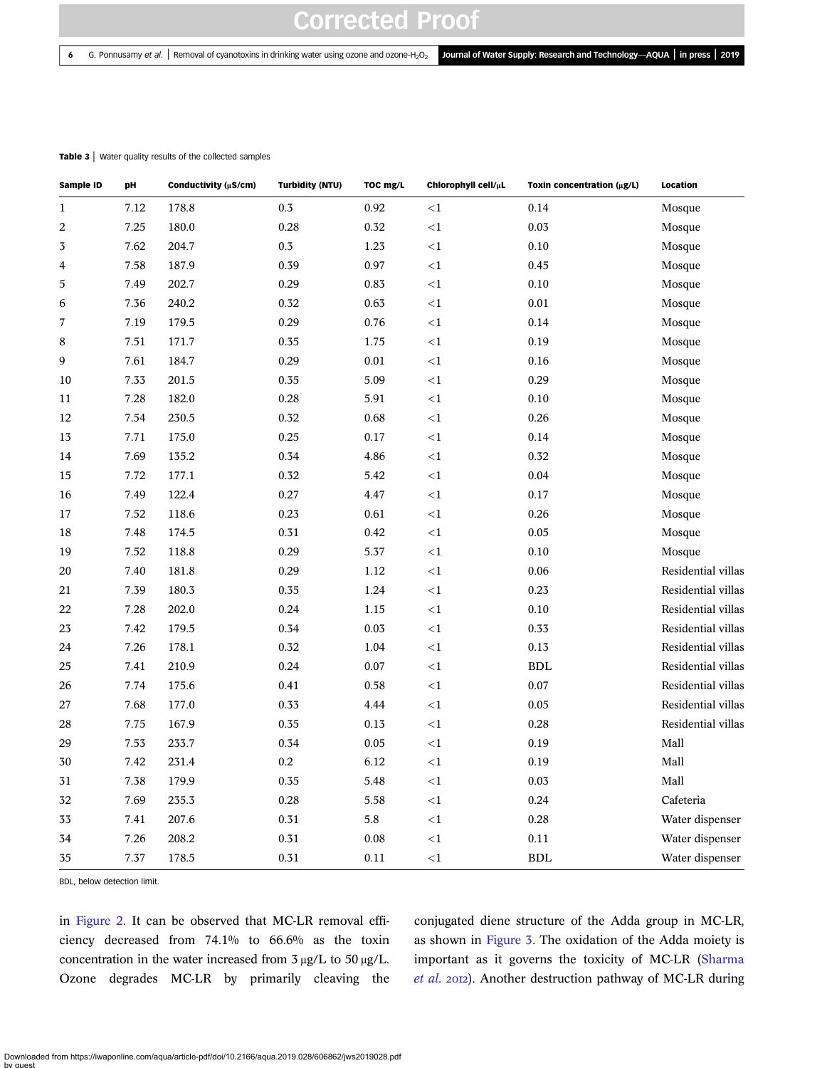**Table 3** | Water quality results of the collected samples

| Sample ID | pH | Conductivity (μS/cm) | Turbidity (NTU) | TOC mg/L | Chlorophyll cell/μL | Toxin concentration (μg/L) | Location |
|---|---|---|---|---|---|---|---|
| 1 | 7.12 | 178.8 | 0.3 | 0.92 | <1 | 0.14 | Mosque |
| 2 | 7.25 | 180.0 | 0.28 | 0.32 | <1 | 0.03 | Mosque |
| 3 | 7.62 | 204.7 | 0.3 | 1.23 | <1 | 0.10 | Mosque |
| 4 | 7.58 | 187.9 | 0.39 | 0.97 | <1 | 0.45 | Mosque |
| 5 | 7.49 | 202.7 | 0.29 | 0.83 | <1 | 0.10 | Mosque |
| 6 | 7.36 | 240.2 | 0.32 | 0.63 | <1 | 0.01 | Mosque |
| 7 | 7.19 | 179.5 | 0.29 | 0.76 | <1 | 0.14 | Mosque |
| 8 | 7.51 | 171.7 | 0.35 | 1.75 | <1 | 0.19 | Mosque |
| 9 | 7.61 | 184.7 | 0.29 | 0.01 | <1 | 0.16 | Mosque |
| 10 | 7.33 | 201.5 | 0.35 | 5.09 | <1 | 0.29 | Mosque |
| 11 | 7.28 | 182.0 | 0.28 | 5.91 | <1 | 0.10 | Mosque |
| 12 | 7.54 | 230.5 | 0.32 | 0.68 | <1 | 0.26 | Mosque |
| 13 | 7.71 | 175.0 | 0.25 | 0.17 | <1 | 0.14 | Mosque |
| 14 | 7.69 | 135.2 | 0.34 | 4.86 | <1 | 0.32 | Mosque |
| 15 | 7.72 | 177.1 | 0.32 | 5.42 | <1 | 0.04 | Mosque |
| 16 | 7.49 | 122.4 | 0.27 | 4.47 | <1 | 0.17 | Mosque |
| 17 | 7.52 | 118.6 | 0.23 | 0.61 | <1 | 0.26 | Mosque |
| 18 | 7.48 | 174.5 | 0.31 | 0.42 | <1 | 0.05 | Mosque |
| 19 | 7.52 | 118.8 | 0.29 | 5.37 | <1 | 0.10 | Mosque |
| 20 | 7.40 | 181.8 | 0.29 | 1.12 | <1 | 0.06 | Residential villas |
| 21 | 7.39 | 180.3 | 0.35 | 1.24 | <1 | 0.23 | Residential villas |
| 22 | 7.28 | 202.0 | 0.24 | 1.15 | <1 | 0.10 | Residential villas |
| 23 | 7.42 | 179.5 | 0.34 | 0.03 | <1 | 0.33 | Residential villas |
| 24 | 7.26 | 178.1 | 0.32 | 1.04 | <1 | 0.13 | Residential villas |
| 25 | 7.41 | 210.9 | 0.24 | 0.07 | <1 | BDL | Residential villas |
| 26 | 7.74 | 175.6 | 0.41 | 0.58 | <1 | 0.07 | Residential villas |
| 27 | 7.68 | 177.0 | 0.33 | 4.44 | <1 | 0.05 | Residential villas |
| 28 | 7.75 | 167.9 | 0.35 | 0.13 | <1 | 0.28 | Residential villas |
| 29 | 7.53 | 233.7 | 0.34 | 0.05 | <1 | 0.19 | Mall |
| 30 | 7.42 | 231.4 | 0.2 | 6.12 | <1 | 0.19 | Mall |
| 31 | 7.38 | 179.9 | 0.35 | 5.48 | <1 | 0.03 | Mall |
| 32 | 7.69 | 235.3 | 0.28 | 5.58 | <1 | 0.24 | Cafeteria |
| 33 | 7.41 | 207.6 | 0.31 | 5.8 | <1 | 0.28 | Water dispenser |
| 34 | 7.26 | 208.2 | 0.31 | 0.08 | <1 | 0.11 | Water dispenser |
| 35 | 7.37 | 178.5 | 0.31 | 0.11 | <1 | BDL | Water dispenser |

BDL, below detection limit.

in Figure 2. It can be observed that MC-LR removal efficiency decreased from 74.1% to 66.6% as the toxin concentration in the water increased from 3 μg/L to 50 μg/L. Ozone degrades MC-LR by primarily cleaving the conjugated diene structure of the Adda group in MC-LR, as shown in Figure 3. The oxidation of the Adda moiety is important as it governs the toxicity of MC-LR (Sharma *et al.* 2012). Another destruction pathway of MC-LR during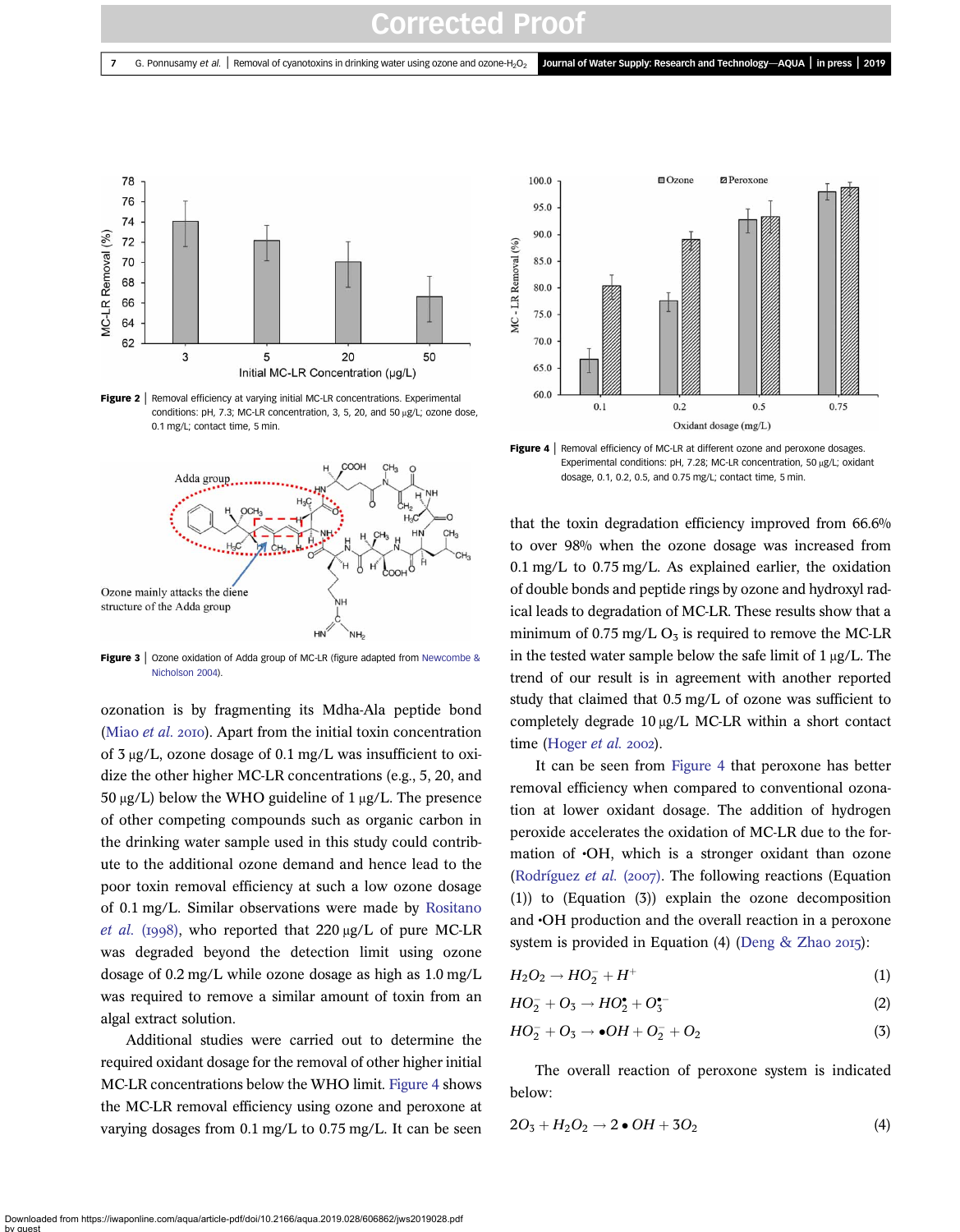Figure 2 | Removal efficiency at varying initial MC-LR concentrations. Experimental conditions: pH, 7.3; MC-LR concentration, 3, 5, 20, and 50 μg/L; ozone dose, 0.1 mg/L; contact time, 5 min.

Figure 3 | Ozone oxidation of Adda group of MC-LR (figure adapted from Newcombe & Nicholson 2004).

ozonation is by fragmenting its Mdha-Ala peptide bond (Miao *et al.* 2010). Apart from the initial toxin concentration of 3 μg/L, ozone dosage of 0.1 mg/L was insufficient to oxidize the other higher MC-LR concentrations (e.g., 5, 20, and 50 μg/L) below the WHO guideline of 1 μg/L. The presence of other competing compounds such as organic carbon in the drinking water sample used in this study could contribute to the additional ozone demand and hence lead to the poor toxin removal efficiency at such a low ozone dosage of 0.1 mg/L. Similar observations were made by Rositano *et al.* (1998), who reported that 220 μg/L of pure MC-LR was degraded beyond the detection limit using ozone dosage of 0.2 mg/L while ozone dosage as high as 1.0 mg/L was required to remove a similar amount of toxin from an algal extract solution.

Additional studies were carried out to determine the required oxidant dosage for the removal of other higher initial MC-LR concentrations below the WHO limit. Figure 4 shows the MC-LR removal efficiency using ozone and peroxone at varying dosages from 0.1 mg/L to 0.75 mg/L. It can be seen that the toxin degradation efficiency improved from 66.6% to over 98% when the ozone dosage was increased from 0.1 mg/L to 0.75 mg/L. As explained earlier, the oxidation of double bonds and peptide rings by ozone and hydroxyl radical leads to degradation of MC-LR. These results show that a minimum of 0.75 mg/L $O_3$ is required to remove the MC-LR in the tested water sample below the safe limit of 1 μg/L. The trend of our result is in agreement with another reported study that claimed that 0.5 mg/L of ozone was sufficient to completely degrade 10 μg/L MC-LR within a short contact time (Hoger *et al.* 2002).

Figure 4 | Removal efficiency of MC-LR at different ozone and peroxone dosages. Experimental conditions: pH, 7.28; MC-LR concentration, 50 μg/L; oxidant dosage, 0.1, 0.2, 0.5, and 0.75 mg/L; contact time, 5 min.

It can be seen from Figure 4 that peroxone has better removal efficiency when compared to conventional ozonation at lower oxidant dosage. The addition of hydrogen peroxide accelerates the oxidation of MC-LR due to the formation of •OH, which is a stronger oxidant than ozone (Rodríguez *et al.* (2007). The following reactions (Equation (1)) to (Equation (3)) explain the ozone decomposition and •OH production and the overall reaction in a peroxone system is provided in Equation (4) (Deng & Zhao 2015):

$$H_2O_2 \rightarrow HO_2^- + H^+ \tag{1}$$

$$HO_2^- + O_3 \rightarrow HO_2^\bullet + O_3^{\bullet -} \tag{2}$$

$$HO_2^- + O_3 \rightarrow \bullet OH + O_2^- + O_2 \tag{3}$$

The overall reaction of peroxone system is indicated below:

$$2O_3 + H_2O_2 \rightarrow 2 \bullet OH + 3O_2 \tag{4}$$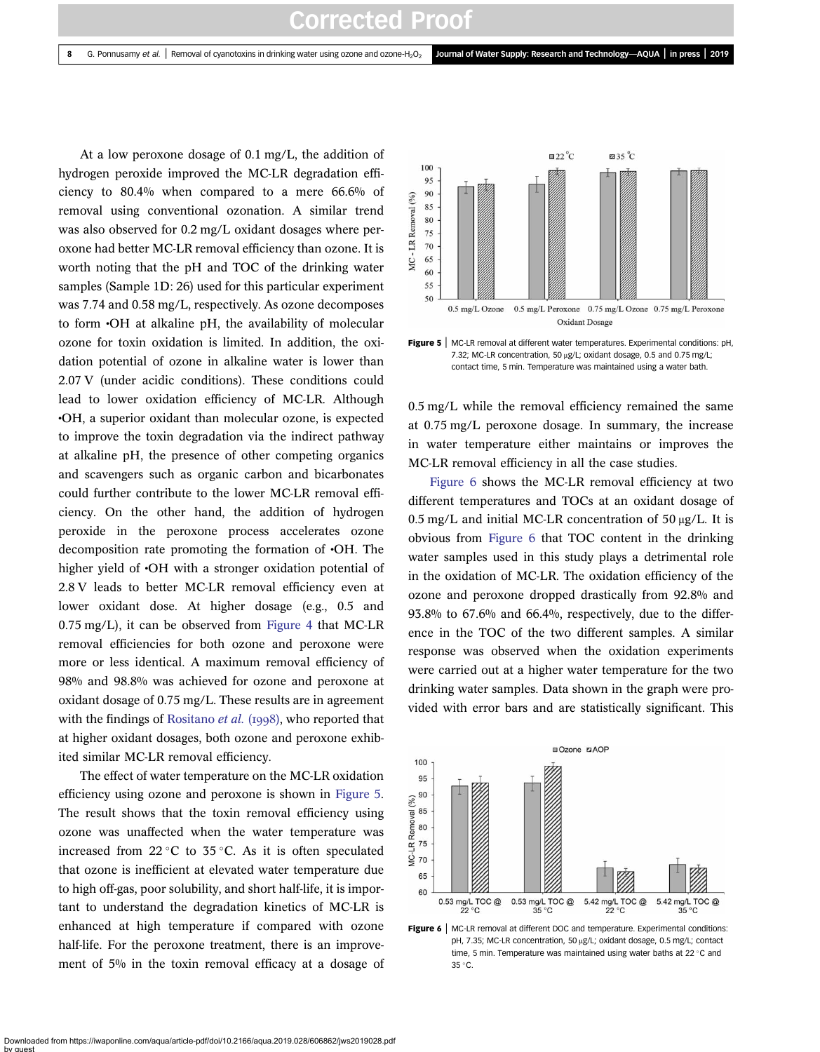At a low peroxone dosage of 0.1 mg/L, the addition of hydrogen peroxide improved the MC-LR degradation efficiency to 80.4% when compared to a mere 66.6% of removal using conventional ozonation. A similar trend was also observed for 0.2 mg/L oxidant dosages where peroxone had better MC-LR removal efficiency than ozone. It is worth noting that the pH and TOC of the drinking water samples (Sample 1D: 26) used for this particular experiment was 7.74 and 0.58 mg/L, respectively. As ozone decomposes to form •OH at alkaline pH, the availability of molecular ozone for toxin oxidation is limited. In addition, the oxidation potential of ozone in alkaline water is lower than 2.07 V (under acidic conditions). These conditions could lead to lower oxidation efficiency of MC-LR. Although •OH, a superior oxidant than molecular ozone, is expected to improve the toxin degradation via the indirect pathway at alkaline pH, the presence of other competing organics and scavengers such as organic carbon and bicarbonates could further contribute to the lower MC-LR removal efficiency. On the other hand, the addition of hydrogen peroxide in the peroxone process accelerates ozone decomposition rate promoting the formation of •OH. The higher yield of •OH with a stronger oxidation potential of 2.8 V leads to better MC-LR removal efficiency even at lower oxidant dose. At higher dosage (e.g., 0.5 and 0.75 mg/L), it can be observed from Figure 4 that MC-LR removal efficiencies for both ozone and peroxone were more or less identical. A maximum removal efficiency of 98% and 98.8% was achieved for ozone and peroxone at oxidant dosage of 0.75 mg/L. These results are in agreement with the findings of Rositano *et al.* (1998), who reported that at higher oxidant dosages, both ozone and peroxone exhibited similar MC-LR removal efficiency.

The effect of water temperature on the MC-LR oxidation efficiency using ozone and peroxone is shown in Figure 5. The result shows that the toxin removal efficiency using ozone was unaffected when the water temperature was increased from 22 °C to 35 °C. As it is often speculated that ozone is inefficient at elevated water temperature due to high off-gas, poor solubility, and short half-life, it is important to understand the degradation kinetics of MC-LR is enhanced at high temperature if compared with ozone half-life. For the peroxone treatment, there is an improvement of 5% in the toxin removal efficacy at a dosage of 0.5 mg/L while the removal efficiency remained the same at 0.75 mg/L peroxone dosage. In summary, the increase in water temperature either maintains or improves the MC-LR removal efficiency in all the case studies.

**Figure 5** | MC-LR removal at different water temperatures. Experimental conditions: pH, 7.32; MC-LR concentration, 50 μg/L; oxidant dosage, 0.5 and 0.75 mg/L; contact time, 5 min. Temperature was maintained using a water bath.

Figure 6 shows the MC-LR removal efficiency at two different temperatures and TOCs at an oxidant dosage of 0.5 mg/L and initial MC-LR concentration of 50 μg/L. It is obvious from Figure 6 that TOC content in the drinking water samples used in this study plays a detrimental role in the oxidation of MC-LR. The oxidation efficiency of the ozone and peroxone dropped drastically from 92.8% and 93.8% to 67.6% and 66.4%, respectively, due to the difference in the TOC of the two different samples. A similar response was observed when the oxidation experiments were carried out at a higher water temperature for the two drinking water samples. Data shown in the graph were provided with error bars and are statistically significant. This

**Figure 6** | MC-LR removal at different DOC and temperature. Experimental conditions: pH, 7.35; MC-LR concentration, 50 μg/L; oxidant dosage, 0.5 mg/L; contact time, 5 min. Temperature was maintained using water baths at 22 °C and 35 °C.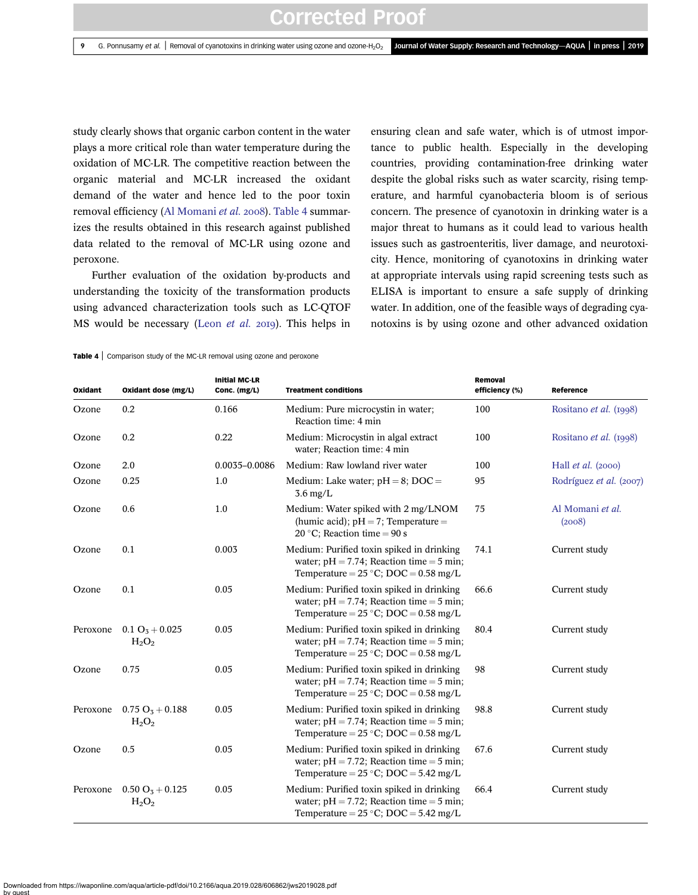study clearly shows that organic carbon content in the water plays a more critical role than water temperature during the oxidation of MC-LR. The competitive reaction between the organic material and MC-LR increased the oxidant demand of the water and hence led to the poor toxin removal efficiency (Al Momani *et al.* 2008). Table 4 summarizes the results obtained in this research against published data related to the removal of MC-LR using ozone and peroxone.

Further evaluation of the oxidation by-products and understanding the toxicity of the transformation products using advanced characterization tools such as LC-QTOF MS would be necessary (Leon *et al.* 2019). This helps in ensuring clean and safe water, which is of utmost importance to public health. Especially in the developing countries, providing contamination-free drinking water despite the global risks such as water scarcity, rising temperature, and harmful cyanobacteria bloom is of serious concern. The presence of cyanotoxin in drinking water is a major threat to humans as it could lead to various health issues such as gastroenteritis, liver damage, and neurotoxicity. Hence, monitoring of cyanotoxins in drinking water at appropriate intervals using rapid screening tests such as ELISA is important to ensure a safe supply of drinking water. In addition, one of the feasible ways of degrading cyanotoxins is by using ozone and other advanced oxidation

**Table 4** | Comparison study of the MC-LR removal using ozone and peroxone

| Oxidant | Oxidant dose (mg/L) | Initial MC-LR Conc. (mg/L) | Treatment conditions | Removal efficiency (%) | Reference |
|---|---|---|---|---|---|
| Ozone | 0.2 | 0.166 | Medium: Pure microcystin in water; Reaction time: 4 min | 100 | Rositano *et al.* (1998) |
| Ozone | 0.2 | 0.22 | Medium: Microcystin in algal extract water; Reaction time: 4 min | 100 | Rositano *et al.* (1998) |
| Ozone | 2.0 | 0.0035–0.0086 | Medium: Raw lowland river water | 100 | Hall *et al.* (2000) |
| Ozone | 0.25 | 1.0 | Medium: Lake water; pH = 8; DOC = 3.6 mg/L | 95 | Rodríguez *et al.* (2007) |
| Ozone | 0.6 | 1.0 | Medium: Water spiked with 2 mg/LNOM (humic acid); pH = 7; Temperature = 20 °C; Reaction time = 90 s | 75 | Al Momani *et al.* (2008) |
| Ozone | 0.1 | 0.003 | Medium: Purified toxin spiked in drinking water; pH = 7.74; Reaction time = 5 min; Temperature = 25 °C; DOC = 0.58 mg/L | 74.1 | Current study |
| Ozone | 0.1 | 0.05 | Medium: Purified toxin spiked in drinking water; pH = 7.74; Reaction time = 5 min; Temperature = 25 °C; DOC = 0.58 mg/L | 66.6 | Current study |
| Peroxone | 0.1 $O_3$ + 0.025 $H_2O_2$ | 0.05 | Medium: Purified toxin spiked in drinking water; pH = 7.74; Reaction time = 5 min; Temperature = 25 °C; DOC = 0.58 mg/L | 80.4 | Current study |
| Ozone | 0.75 | 0.05 | Medium: Purified toxin spiked in drinking water; pH = 7.74; Reaction time = 5 min; Temperature = 25 °C; DOC = 0.58 mg/L | 98 | Current study |
| Peroxone | 0.75 $O_3$ + 0.188 $H_2O_2$ | 0.05 | Medium: Purified toxin spiked in drinking water; pH = 7.74; Reaction time = 5 min; Temperature = 25 °C; DOC = 0.58 mg/L | 98.8 | Current study |
| Ozone | 0.5 | 0.05 | Medium: Purified toxin spiked in drinking water; pH = 7.72; Reaction time = 5 min; Temperature = 25 °C; DOC = 5.42 mg/L | 67.6 | Current study |
| Peroxone | 0.50 $O_3$ + 0.125 $H_2O_2$ | 0.05 | Medium: Purified toxin spiked in drinking water; pH = 7.72; Reaction time = 5 min; Temperature = 25 °C; DOC = 5.42 mg/L | 66.4 | Current study |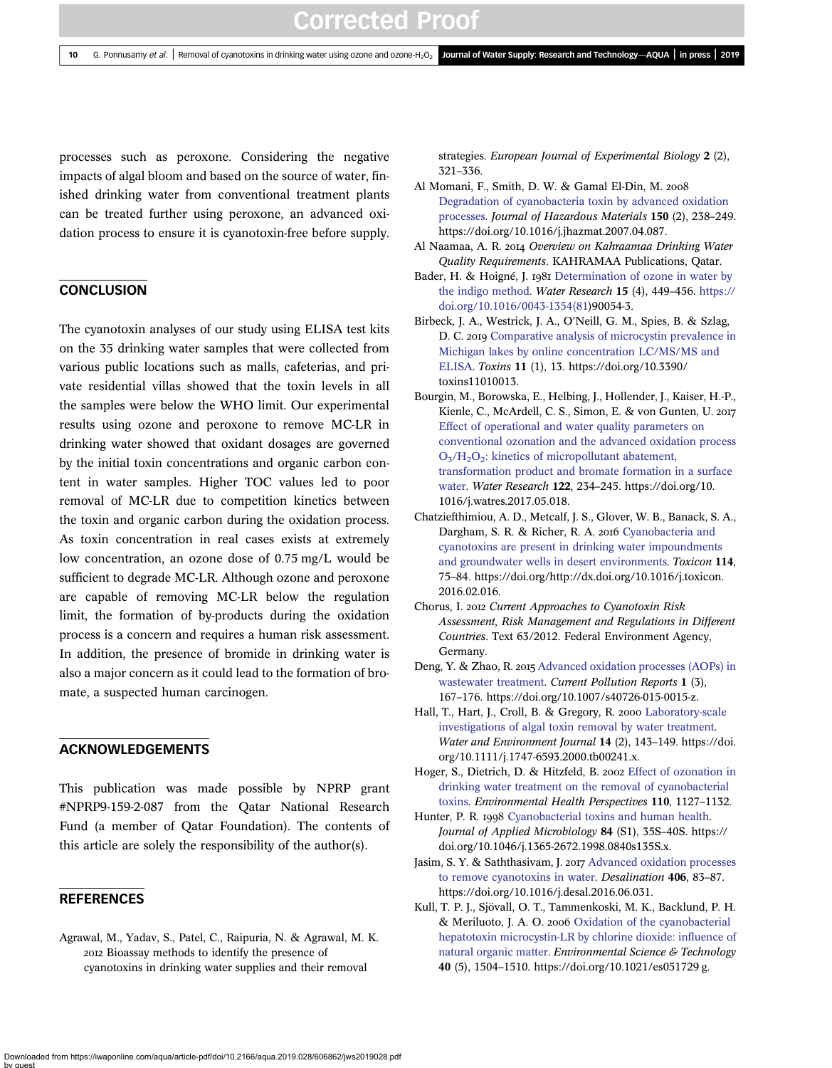processes such as peroxone. Considering the negative impacts of algal bloom and based on the source of water, finished drinking water from conventional treatment plants can be treated further using peroxone, an advanced oxidation process to ensure it is cyanotoxin-free before supply.

## CONCLUSION

The cyanotoxin analyses of our study using ELISA test kits on the 35 drinking water samples that were collected from various public locations such as malls, cafeterias, and private residential villas showed that the toxin levels in all the samples were below the WHO limit. Our experimental results using ozone and peroxone to remove MC-LR in drinking water showed that oxidant dosages are governed by the initial toxin concentrations and organic carbon content in water samples. Higher TOC values led to poor removal of MC-LR due to competition kinetics between the toxin and organic carbon during the oxidation process. As toxin concentration in real cases exists at extremely low concentration, an ozone dose of 0.75 mg/L would be sufficient to degrade MC-LR. Although ozone and peroxone are capable of removing MC-LR below the regulation limit, the formation of by-products during the oxidation process is a concern and requires a human risk assessment. In addition, the presence of bromide in drinking water is also a major concern as it could lead to the formation of bromate, a suspected human carcinogen.

## ACKNOWLEDGEMENTS

This publication was made possible by NPRP grant #NPRP9-159-2-087 from the Qatar National Research Fund (a member of Qatar Foundation). The contents of this article are solely the responsibility of the author(s).

## REFERENCES

Agrawal, M., Yadav, S., Patel, C., Raipuria, N. & Agrawal, M. K. 2012 Bioassay methods to identify the presence of cyanotoxins in drinking water supplies and their removal strategies. *European Journal of Experimental Biology* **2** (2), 321–336.

Al Momani, F., Smith, D. W. & Gamal El-Din, M. 2008 Degradation of cyanobacteria toxin by advanced oxidation processes. *Journal of Hazardous Materials* **150** (2), 238–249. https://doi.org/10.1016/j.jhazmat.2007.04.087.

Al Naamaa, A. R. 2014 *Overview on Kahramaa Drinking Water Quality Requirements*. KAHRAMAA Publications, Qatar.

Bader, H. & Hoigné, J. 1981 Determination of ozone in water by the indigo method. *Water Research* **15** (4), 449–456. https://doi.org/10.1016/0043-1354(81)90054-3.

Birbeck, J. A., Westrick, J. A., O'Neill, G. M., Spies, B. & Szlag, D. C. 2019 Comparative analysis of microcystin prevalence in Michigan lakes by online concentration LC/MS/MS and ELISA. *Toxins* **11** (1), 13. https://doi.org/10.3390/toxins11010013.

Bourgin, M., Borowska, E., Helbing, J., Hollender, J., Kaiser, H.-P., Kienle, C., McArdell, C. S., Simon, E. & von Gunten, U. 2017 Effect of operational and water quality parameters on conventional ozonation and the advanced oxidation process $O_3/H_2O_2$: kinetics of micropollutant abatement, transformation product and bromate formation in a surface water. *Water Research* **122**, 234–245. https://doi.org/10.1016/j.watres.2017.05.018.

Chatziefthimiou, A. D., Metcalf, J. S., Glover, W. B., Banack, S. A., Dargham, S. R. & Richer, R. A. 2016 Cyanobacteria and cyanotoxins are present in drinking water impoundments and groundwater wells in desert environments. *Toxicon* **114**, 75–84. https://doi.org/http://dx.doi.org/10.1016/j.toxicon.2016.02.016.

Chorus, I. 2012 *Current Approaches to Cyanotoxin Risk Assessment, Risk Management and Regulations in Different Countries*. Text 63/2012. Federal Environment Agency, Germany.

Deng, Y. & Zhao, R. 2015 Advanced oxidation processes (AOPs) in wastewater treatment. *Current Pollution Reports* **1** (3), 167–176. https://doi.org/10.1007/s40726-015-0015-z.

Hall, T., Hart, J., Croll, B. & Gregory, R. 2000 Laboratory-scale investigations of algal toxin removal by water treatment. *Water and Environment Journal* **14** (2), 143–149. https://doi.org/10.1111/j.1747-6593.2000.tb00241.x.

Hoger, S., Dietrich, D. & Hitzfeld, B. 2002 Effect of ozonation in drinking water treatment on the removal of cyanobacterial toxins. *Environmental Health Perspectives* **110**, 1127–1132.

Hunter, P. R. 1998 Cyanobacterial toxins and human health. *Journal of Applied Microbiology* **84** (S1), 35S–40S. https://doi.org/10.1046/j.1365-2672.1998.0840s135S.x.

Jasim, S. Y. & Saththasivam, J. 2017 Advanced oxidation processes to remove cyanotoxins in water. *Desalination* **406**, 83–87. https://doi.org/10.1016/j.desal.2016.06.031.

Kull, T. P. J., Sjövall, O. T., Tammenkoski, M. K., Backlund, P. H. & Meriluoto, J. A. O. 2006 Oxidation of the cyanobacterial hepatotoxin microcystin-LR by chlorine dioxide: influence of natural organic matter. *Environmental Science & Technology* **40** (5), 1504–1510. https://doi.org/10.1021/es051729 g.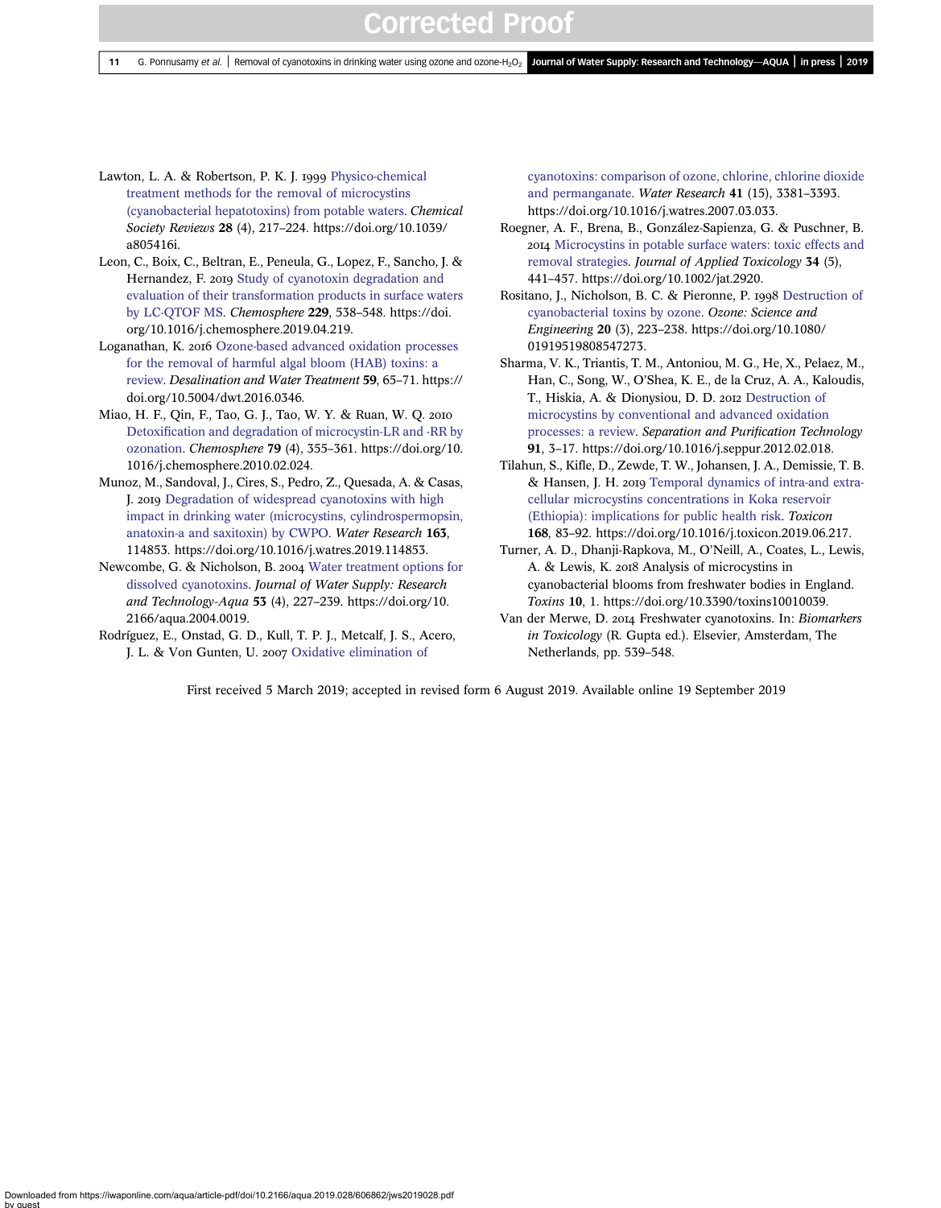Lawton, L. A. & Robertson, P. K. J. 1999 Physico-chemical treatment methods for the removal of microcystins (cyanobacterial hepatotoxins) from potable waters. *Chemical Society Reviews* **28** (4), 217–224. https://doi.org/10.1039/a805416i.

Leon, C., Boix, C., Beltran, E., Peneula, G., Lopez, F., Sancho, J. & Hernandez, F. 2019 Study of cyanotoxin degradation and evaluation of their transformation products in surface waters by LC-QTOF MS. *Chemosphere* **229**, 538–548. https://doi.org/10.1016/j.chemosphere.2019.04.219.

Loganathan, K. 2016 Ozone-based advanced oxidation processes for the removal of harmful algal bloom (HAB) toxins: a review. *Desalination and Water Treatment* **59**, 65–71. https://doi.org/10.5004/dwt.2016.0346.

Miao, H. F., Qin, F., Tao, G. J., Tao, W. Y. & Ruan, W. Q. 2010 Detoxification and degradation of microcystin-LR and -RR by ozonation. *Chemosphere* **79** (4), 355–361. https://doi.org/10.1016/j.chemosphere.2010.02.024.

Munoz, M., Sandoval, J., Cires, S., Pedro, Z., Quesada, A. & Casas, J. 2019 Degradation of widespread cyanotoxins with high impact in drinking water (microcystins, cylindrospermopsin, anatoxin-a and saxitoxin) by CWPO. *Water Research* **163**, 114853. https://doi.org/10.1016/j.watres.2019.114853.

Newcombe, G. & Nicholson, B. 2004 Water treatment options for dissolved cyanotoxins. *Journal of Water Supply: Research and Technology-Aqua* **53** (4), 227–239. https://doi.org/10.2166/aqua.2004.0019.

Rodríguez, E., Onstad, G. D., Kull, T. P. J., Metcalf, J. S., Acero, J. L. & Von Gunten, U. 2007 Oxidative elimination of cyanotoxins: comparison of ozone, chlorine, chlorine dioxide and permanganate. *Water Research* **41** (15), 3381–3393. https://doi.org/10.1016/j.watres.2007.03.033.

Roegner, A. F., Brena, B., González-Sapienza, G. & Puschner, B. 2014 Microcystins in potable surface waters: toxic effects and removal strategies. *Journal of Applied Toxicology* **34** (5), 441–457. https://doi.org/10.1002/jat.2920.

Rositano, J., Nicholson, B. C. & Pieronne, P. 1998 Destruction of cyanobacterial toxins by ozone. *Ozone: Science and Engineering* **20** (3), 223–238. https://doi.org/10.1080/01919519808547273.

Sharma, V. K., Triantis, T. M., Antoniou, M. G., He, X., Pelaez, M., Han, C., Song, W., O'Shea, K. E., de la Cruz, A. A., Kaloudis, T., Hiskia, A. & Dionysiou, D. D. 2012 Destruction of microcystins by conventional and advanced oxidation processes: a review. *Separation and Purification Technology* **91**, 3–17. https://doi.org/10.1016/j.seppur.2012.02.018.

Tilahun, S., Kifle, D., Zewde, T. W., Johansen, J. A., Demissie, T. B. & Hansen, J. H. 2019 Temporal dynamics of intra-and extra-cellular microcystins concentrations in Koka reservoir (Ethiopia): implications for public health risk. *Toxicon* **168**, 83–92. https://doi.org/10.1016/j.toxicon.2019.06.217.

Turner, A. D., Dhanji-Rapkova, M., O'Neill, A., Coates, L., Lewis, A. & Lewis, K. 2018 Analysis of microcystins in cyanobacterial blooms from freshwater bodies in England. *Toxins* **10**, 1. https://doi.org/10.3390/toxins10010039.

Van der Merwe, D. 2014 Freshwater cyanotoxins. In: *Biomarkers in Toxicology* (R. Gupta ed.). Elsevier, Amsterdam, The Netherlands, pp. 539–548.

First received 5 March 2019; accepted in revised form 6 August 2019. Available online 19 September 2019